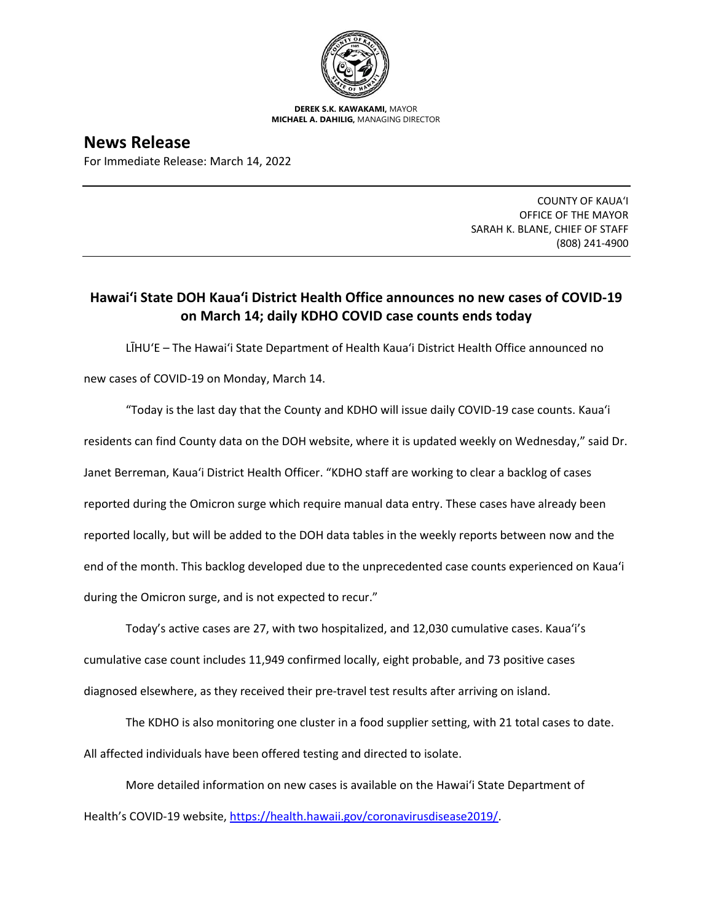**DEREK S.K. KAWAKAMI,** MAYOR
**MICHAEL A. DAHILIG,** MANAGING DIRECTOR

# News Release

For Immediate Release: March 14, 2022

COUNTY OF KAUAʻI
OFFICE OF THE MAYOR
SARAH K. BLANE, CHIEF OF STAFF
(808) 241-4900

## Hawaiʻi State DOH Kauaʻi District Health Office announces no new cases of COVID-19 on March 14; daily KDHO COVID case counts ends today

LĪHUʻE – The Hawaiʻi State Department of Health Kauaʻi District Health Office announced no new cases of COVID-19 on Monday, March 14.

"Today is the last day that the County and KDHO will issue daily COVID-19 case counts. Kauaʻi residents can find County data on the DOH website, where it is updated weekly on Wednesday," said Dr. Janet Berreman, Kauaʻi District Health Officer. "KDHO staff are working to clear a backlog of cases reported during the Omicron surge which require manual data entry. These cases have already been reported locally, but will be added to the DOH data tables in the weekly reports between now and the end of the month. This backlog developed due to the unprecedented case counts experienced on Kauaʻi during the Omicron surge, and is not expected to recur."

Today's active cases are 27, with two hospitalized, and 12,030 cumulative cases. Kauaʻi's cumulative case count includes 11,949 confirmed locally, eight probable, and 73 positive cases diagnosed elsewhere, as they received their pre-travel test results after arriving on island.

The KDHO is also monitoring one cluster in a food supplier setting, with 21 total cases to date. All affected individuals have been offered testing and directed to isolate.

More detailed information on new cases is available on the Hawaiʻi State Department of Health's COVID-19 website, https://health.hawaii.gov/coronavirusdisease2019/.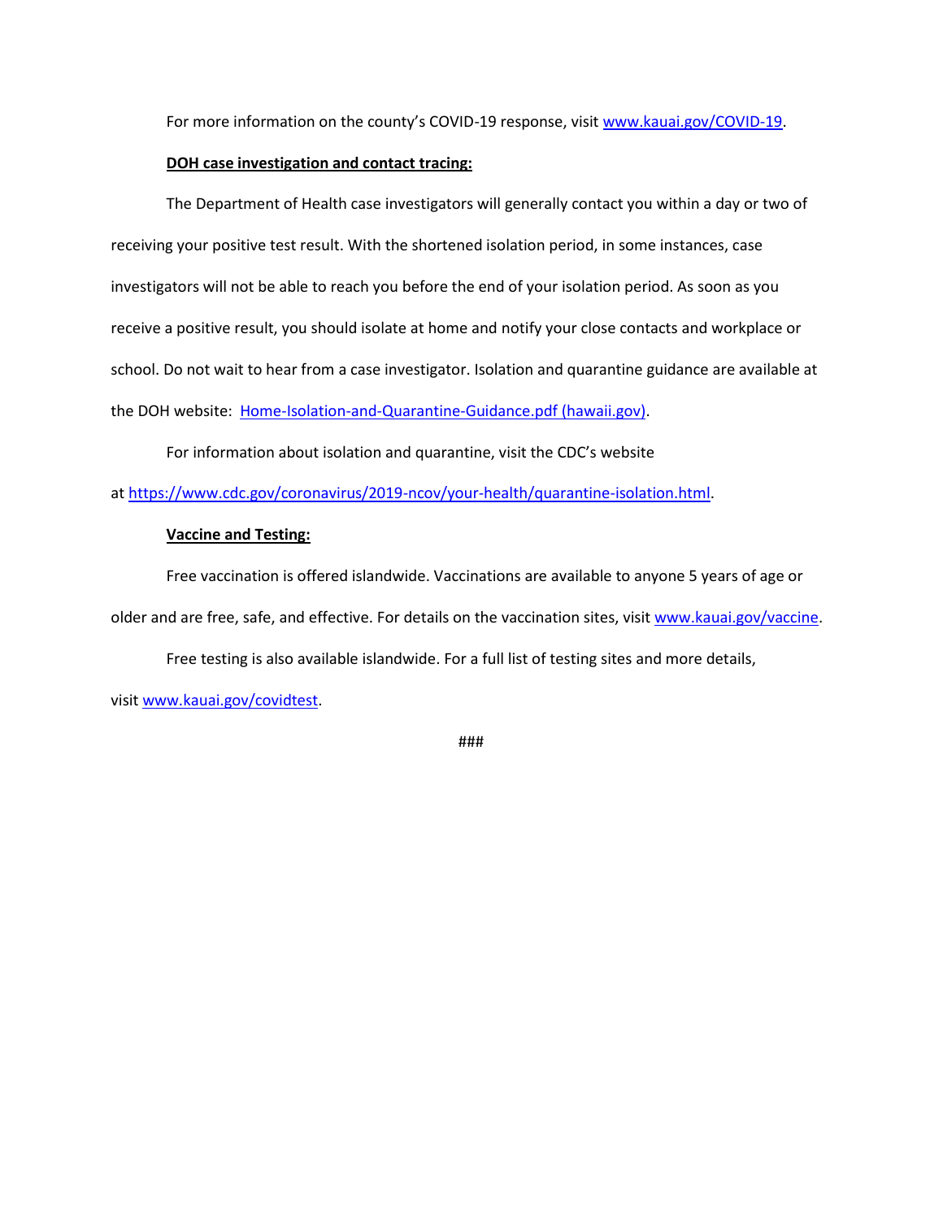For more information on the county's COVID-19 response, visit www.kauai.gov/COVID-19.

**DOH case investigation and contact tracing:**

The Department of Health case investigators will generally contact you within a day or two of receiving your positive test result. With the shortened isolation period, in some instances, case investigators will not be able to reach you before the end of your isolation period. As soon as you receive a positive result, you should isolate at home and notify your close contacts and workplace or school. Do not wait to hear from a case investigator. Isolation and quarantine guidance are available at the DOH website: Home-Isolation-and-Quarantine-Guidance.pdf (hawaii.gov).

For information about isolation and quarantine, visit the CDC's website at https://www.cdc.gov/coronavirus/2019-ncov/your-health/quarantine-isolation.html.

**Vaccine and Testing:**

Free vaccination is offered islandwide. Vaccinations are available to anyone 5 years of age or older and are free, safe, and effective. For details on the vaccination sites, visit www.kauai.gov/vaccine.

Free testing is also available islandwide. For a full list of testing sites and more details, visit www.kauai.gov/covidtest.

###